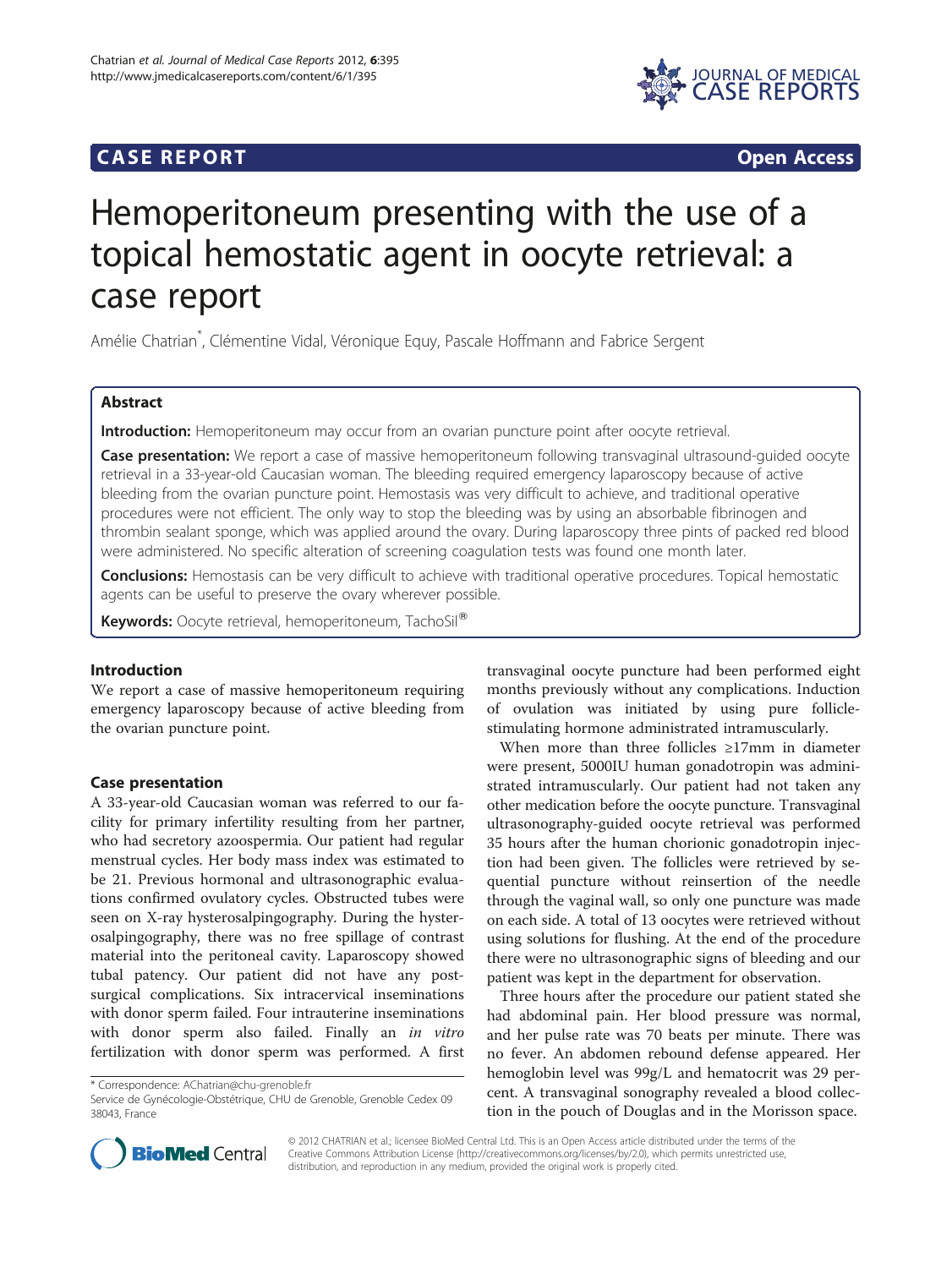**CASE REPORT** **Open Access**

# Hemoperitoneum presenting with the use of a topical hemostatic agent in oocyte retrieval: a case report

Amélie Chatrian*, Clémentine Vidal, Véronique Equy, Pascale Hoffmann and Fabrice Sergent

## Abstract

**Introduction:** Hemoperitoneum may occur from an ovarian puncture point after oocyte retrieval.

**Case presentation:** We report a case of massive hemoperitoneum following transvaginal ultrasound-guided oocyte retrieval in a 33-year-old Caucasian woman. The bleeding required emergency laparoscopy because of active bleeding from the ovarian puncture point. Hemostasis was very difficult to achieve, and traditional operative procedures were not efficient. The only way to stop the bleeding was by using an absorbable fibrinogen and thrombin sealant sponge, which was applied around the ovary. During laparoscopy three pints of packed red blood were administered. No specific alteration of screening coagulation tests was found one month later.

**Conclusions:** Hemostasis can be very difficult to achieve with traditional operative procedures. Topical hemostatic agents can be useful to preserve the ovary wherever possible.

**Keywords:** Oocyte retrieval, hemoperitoneum, TachoSil®

## Introduction

We report a case of massive hemoperitoneum requiring emergency laparoscopy because of active bleeding from the ovarian puncture point.

## Case presentation

A 33-year-old Caucasian woman was referred to our facility for primary infertility resulting from her partner, who had secretory azoospermia. Our patient had regular menstrual cycles. Her body mass index was estimated to be 21. Previous hormonal and ultrasonographic evaluations confirmed ovulatory cycles. Obstructed tubes were seen on X-ray hysterosalpingography. During the hysterosalpingography, there was no free spillage of contrast material into the peritoneal cavity. Laparoscopy showed tubal patency. Our patient did not have any post-surgical complications. Six intracervical inseminations with donor sperm failed. Four intrauterine inseminations with donor sperm also failed. Finally an *in vitro* fertilization with donor sperm was performed. A first transvaginal oocyte puncture had been performed eight months previously without any complications. Induction of ovulation was initiated by using pure follicle-stimulating hormone administrated intramuscularly.

When more than three follicles ≥17mm in diameter were present, 5000IU human gonadotropin was administrated intramuscularly. Our patient had not taken any other medication before the oocyte puncture. Transvaginal ultrasonography-guided oocyte retrieval was performed 35 hours after the human chorionic gonadotropin injection had been given. The follicles were retrieved by sequential puncture without reinsertion of the needle through the vaginal wall, so only one puncture was made on each side. A total of 13 oocytes were retrieved without using solutions for flushing. At the end of the procedure there were no ultrasonographic signs of bleeding and our patient was kept in the department for observation.

Three hours after the procedure our patient stated she had abdominal pain. Her blood pressure was normal, and her pulse rate was 70 beats per minute. There was no fever. An abdomen rebound defense appeared. Her hemoglobin level was 99g/L and hematocrit was 29 percent. A transvaginal sonography revealed a blood collection in the pouch of Douglas and in the Morisson space.

\* Correspondence: AChatrian@chu-grenoble.fr
Service de Gynécologie-Obstétrique, CHU de Grenoble, Grenoble Cedex 09 38043, France

© 2012 CHATRIAN et al.; licensee BioMed Central Ltd. This is an Open Access article distributed under the terms of the Creative Commons Attribution License (http://creativecommons.org/licenses/by/2.0), which permits unrestricted use, distribution, and reproduction in any medium, provided the original work is properly cited.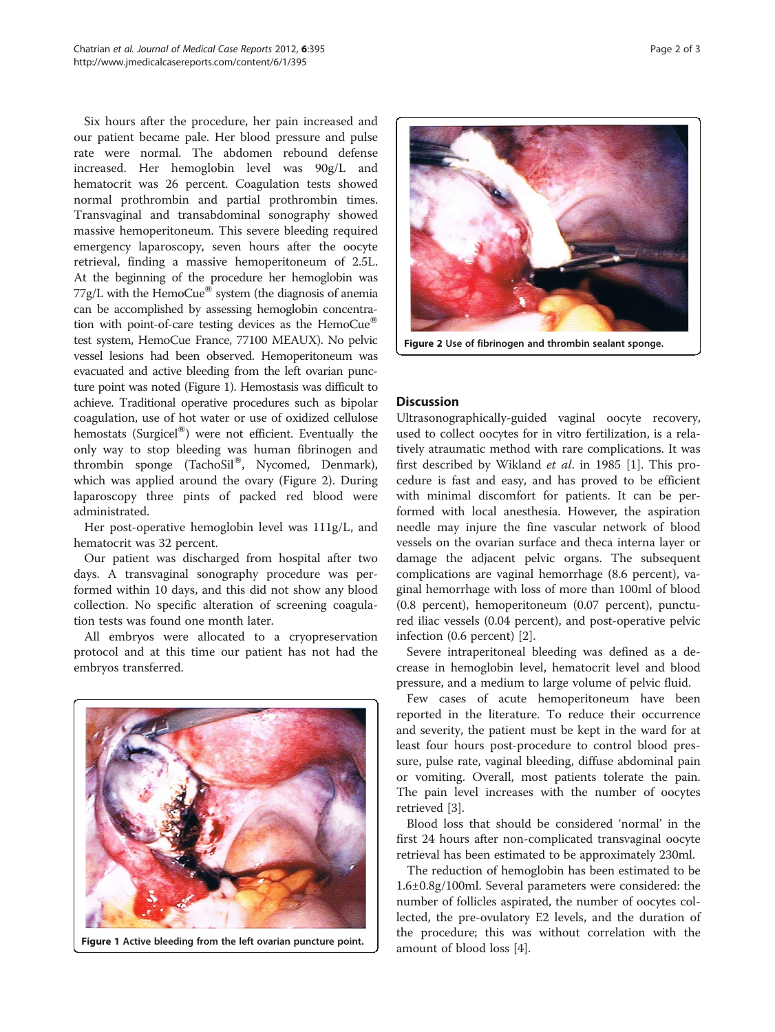Six hours after the procedure, her pain increased and our patient became pale. Her blood pressure and pulse rate were normal. The abdomen rebound defense increased. Her hemoglobin level was 90g/L and hematocrit was 26 percent. Coagulation tests showed normal prothrombin and partial prothrombin times. Transvaginal and transabdominal sonography showed massive hemoperitoneum. This severe bleeding required emergency laparoscopy, seven hours after the oocyte retrieval, finding a massive hemoperitoneum of 2.5L. At the beginning of the procedure her hemoglobin was 77g/L with the HemoCue® system (the diagnosis of anemia can be accomplished by assessing hemoglobin concentration with point-of-care testing devices as the HemoCue® test system, HemoCue France, 77100 MEAUX). No pelvic vessel lesions had been observed. Hemoperitoneum was evacuated and active bleeding from the left ovarian puncture point was noted (Figure 1). Hemostasis was difficult to achieve. Traditional operative procedures such as bipolar coagulation, use of hot water or use of oxidized cellulose hemostats (Surgicel®) were not efficient. Eventually the only way to stop bleeding was human fibrinogen and thrombin sponge (TachoSil®, Nycomed, Denmark), which was applied around the ovary (Figure 2). During laparoscopy three pints of packed red blood were administrated.

Her post-operative hemoglobin level was 111g/L, and hematocrit was 32 percent.

Our patient was discharged from hospital after two days. A transvaginal sonography procedure was performed within 10 days, and this did not show any blood collection. No specific alteration of screening coagulation tests was found one month later.

All embryos were allocated to a cryopreservation protocol and at this time our patient has not had the embryos transferred.

**Figure 1** Active bleeding from the left ovarian puncture point.

**Figure 2** Use of fibrinogen and thrombin sealant sponge.

## Discussion

Ultrasonographically-guided vaginal oocyte recovery, used to collect oocytes for in vitro fertilization, is a relatively atraumatic method with rare complications. It was first described by Wikland *et al*. in 1985 [1]. This procedure is fast and easy, and has proved to be efficient with minimal discomfort for patients. It can be performed with local anesthesia. However, the aspiration needle may injure the fine vascular network of blood vessels on the ovarian surface and theca interna layer or damage the adjacent pelvic organs. The subsequent complications are vaginal hemorrhage (8.6 percent), vaginal hemorrhage with loss of more than 100ml of blood (0.8 percent), hemoperitoneum (0.07 percent), punctured iliac vessels (0.04 percent), and post-operative pelvic infection (0.6 percent) [2].

Severe intraperitoneal bleeding was defined as a decrease in hemoglobin level, hematocrit level and blood pressure, and a medium to large volume of pelvic fluid.

Few cases of acute hemoperitoneum have been reported in the literature. To reduce their occurrence and severity, the patient must be kept in the ward for at least four hours post-procedure to control blood pressure, pulse rate, vaginal bleeding, diffuse abdominal pain or vomiting. Overall, most patients tolerate the pain. The pain level increases with the number of oocytes retrieved [3].

Blood loss that should be considered 'normal' in the first 24 hours after non-complicated transvaginal oocyte retrieval has been estimated to be approximately 230ml.

The reduction of hemoglobin has been estimated to be 1.6±0.8g/100ml. Several parameters were considered: the number of follicles aspirated, the number of oocytes collected, the pre-ovulatory E2 levels, and the duration of the procedure; this was without correlation with the amount of blood loss [4].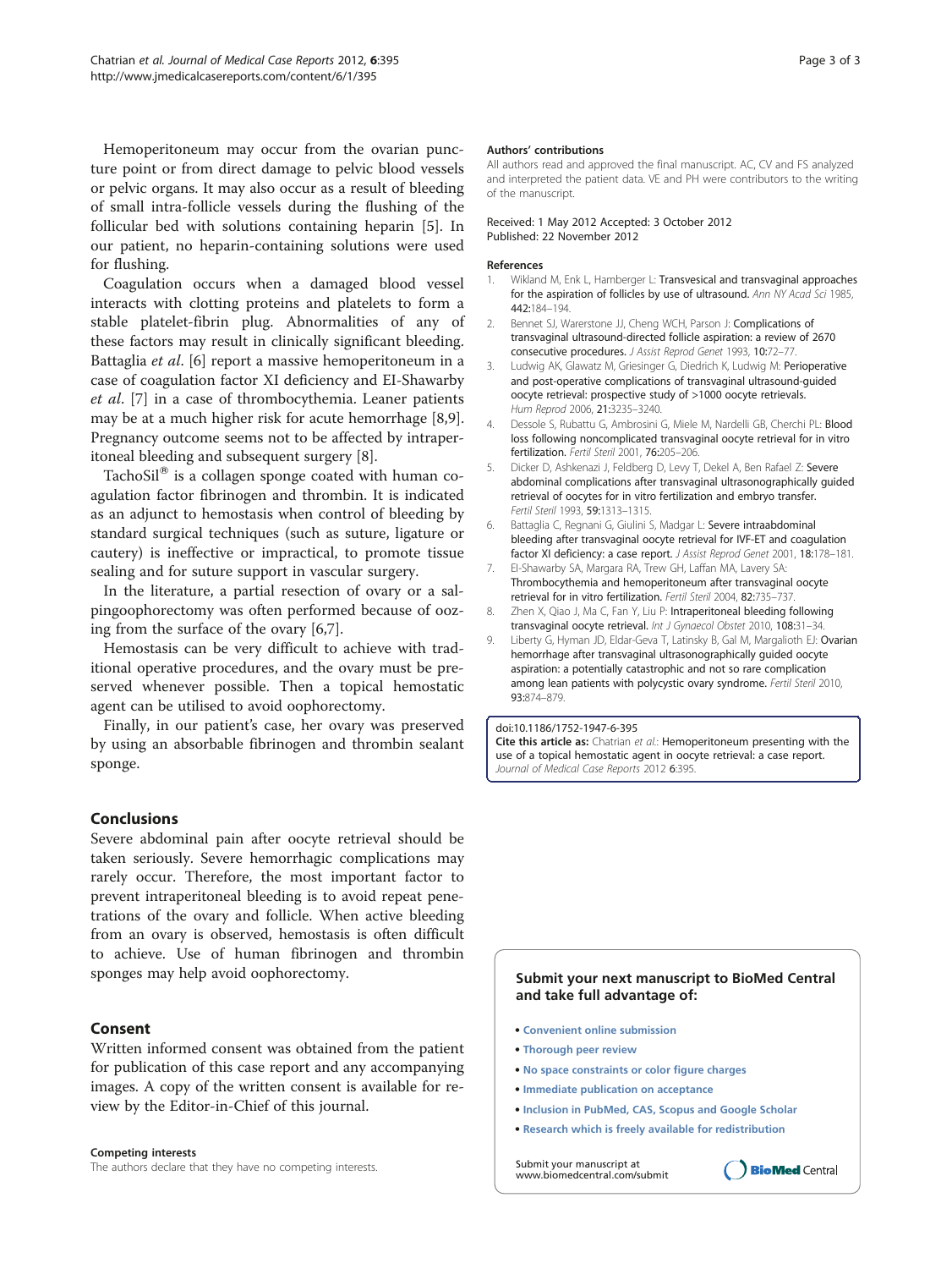Hemoperitoneum may occur from the ovarian puncture point or from direct damage to pelvic blood vessels or pelvic organs. It may also occur as a result of bleeding of small intra-follicle vessels during the flushing of the follicular bed with solutions containing heparin [5]. In our patient, no heparin-containing solutions were used for flushing.

Coagulation occurs when a damaged blood vessel interacts with clotting proteins and platelets to form a stable platelet-fibrin plug. Abnormalities of any of these factors may result in clinically significant bleeding. Battaglia *et al*. [6] report a massive hemoperitoneum in a case of coagulation factor XI deficiency and El-Shawarby *et al*. [7] in a case of thrombocythemia. Leaner patients may be at a much higher risk for acute hemorrhage [8,9]. Pregnancy outcome seems not to be affected by intraperitoneal bleeding and subsequent surgery [8].

TachoSil® is a collagen sponge coated with human coagulation factor fibrinogen and thrombin. It is indicated as an adjunct to hemostasis when control of bleeding by standard surgical techniques (such as suture, ligature or cautery) is ineffective or impractical, to promote tissue sealing and for suture support in vascular surgery.

In the literature, a partial resection of ovary or a salpingoophorectomy was often performed because of oozing from the surface of the ovary [6,7].

Hemostasis can be very difficult to achieve with traditional operative procedures, and the ovary must be preserved whenever possible. Then a topical hemostatic agent can be utilised to avoid oophorectomy.

Finally, in our patient's case, her ovary was preserved by using an absorbable fibrinogen and thrombin sealant sponge.

## Conclusions

Severe abdominal pain after oocyte retrieval should be taken seriously. Severe hemorrhagic complications may rarely occur. Therefore, the most important factor to prevent intraperitoneal bleeding is to avoid repeat penetrations of the ovary and follicle. When active bleeding from an ovary is observed, hemostasis is often difficult to achieve. Use of human fibrinogen and thrombin sponges may help avoid oophorectomy.

## Consent

Written informed consent was obtained from the patient for publication of this case report and any accompanying images. A copy of the written consent is available for review by the Editor-in-Chief of this journal.

#### Competing interests

The authors declare that they have no competing interests.

#### Authors' contributions

All authors read and approved the final manuscript. AC, CV and FS analyzed and interpreted the patient data. VE and PH were contributors to the writing of the manuscript.

Received: 1 May 2012 Accepted: 3 October 2012
Published: 22 November 2012

#### References

1. Wikland M, Enk L, Hamberger L: **Transvesical and transvaginal approaches for the aspiration of follicles by use of ultrasound.** *Ann NY Acad Sci* 1985, **442:**184–194.
2. Bennet SJ, Warerstone JJ, Cheng WCH, Parson J: **Complications of transvaginal ultrasound-directed follicle aspiration: a review of 2670 consecutive procedures.** *J Assist Reprod Genet* 1993, **10:**72–77.
3. Ludwig AK, Glawatz M, Griesinger G, Diedrich K, Ludwig M: **Perioperative and post-operative complications of transvaginal ultrasound-guided oocyte retrieval: prospective study of >1000 oocyte retrievals.** *Hum Reprod* 2006, **21:**3235–3240.
4. Dessole S, Rubattu G, Ambrosini G, Miele M, Nardelli GB, Cherchi PL: **Blood loss following noncomplicated transvaginal oocyte retrieval for in vitro fertilization.** *Fertil Steril* 2001, **76:**205–206.
5. Dicker D, Ashkenazi J, Feldberg D, Levy T, Dekel A, Ben Rafael Z: **Severe abdominal complications after transvaginal ultrasonographically guided retrieval of oocytes for in vitro fertilization and embryo transfer.** *Fertil Steril* 1993, **59:**1313–1315.
6. Battaglia C, Regnani G, Giulini S, Madgar L: **Severe intraabdominal bleeding after transvaginal oocyte retrieval for IVF-ET and coagulation factor XI deficiency: a case report.** *J Assist Reprod Genet* 2001, **18:**178–181.
7. El-Shawarby SA, Margara RA, Trew GH, Laffan MA, Lavery SA: **Thrombocythemia and hemoperitoneum after transvaginal oocyte retrieval for in vitro fertilization.** *Fertil Steril* 2004, **82:**735–737.
8. Zhen X, Qiao J, Ma C, Fan Y, Liu P: **Intraperitoneal bleeding following transvaginal oocyte retrieval.** *Int J Gynaecol Obstet* 2010, **108:**31–34.
9. Liberty G, Hyman JD, Eldar-Geva T, Latinsky B, Gal M, Margalioth EJ: **Ovarian hemorrhage after transvaginal ultrasonographically guided oocyte aspiration: a potentially catastrophic and not so rare complication among lean patients with polycystic ovary syndrome.** *Fertil Steril* 2010, **93:**874–879.

doi:10.1186/1752-1947-6-395
**Cite this article as:** Chatrian *et al.*: Hemoperitoneum presenting with the use of a topical hemostatic agent in oocyte retrieval: a case report. *Journal of Medical Case Reports* 2012 **6**:395.

**Submit your next manuscript to BioMed Central and take full advantage of:**

- Convenient online submission
- Thorough peer review
- No space constraints or color figure charges
- Immediate publication on acceptance
- Inclusion in PubMed, CAS, Scopus and Google Scholar
- Research which is freely available for redistribution

Submit your manuscript at www.biomedcentral.com/submit

BioMed Central